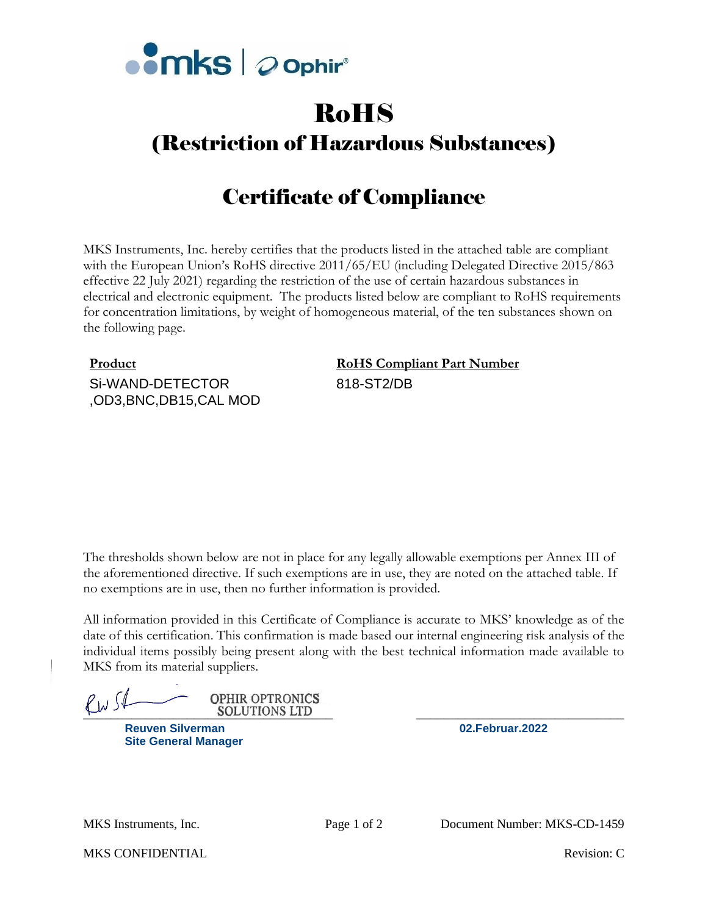# RoHS

## (Restriction of Hazardous Substances)

## Certificate of Compliance

MKS Instruments, Inc. hereby certifies that the products listed in the attached table are compliant with the European Union's RoHS directive 2011/65/EU (including Delegated Directive 2015/863 effective 22 July 2021) regarding the restriction of the use of certain hazardous substances in electrical and electronic equipment. The products listed below are compliant to RoHS requirements for concentration limitations, by weight of homogeneous material, of the ten substances shown on the following page.

| Product | RoHS Compliant Part Number |
|---|---|
| Si-WAND-DETECTOR ,OD3,BNC,DB15,CAL MOD | 818-ST2/DB |

The thresholds shown below are not in place for any legally allowable exemptions per Annex III of the aforementioned directive. If such exemptions are in use, they are noted on the attached table. If no exemptions are in use, then no further information is provided.

All information provided in this Certificate of Compliance is accurate to MKS' knowledge as of the date of this certification. This confirmation is made based our internal engineering risk analysis of the individual items possibly being present along with the best technical information made available to MKS from its material suppliers.

OPHIR OPTRONICS SOLUTIONS LTD

**Reuven Silverman**
**Site General Manager**

**02.Februar.2022**

MKS Instruments, Inc. — Document Number: MKS-CD-1459

MKS CONFIDENTIAL — Revision: C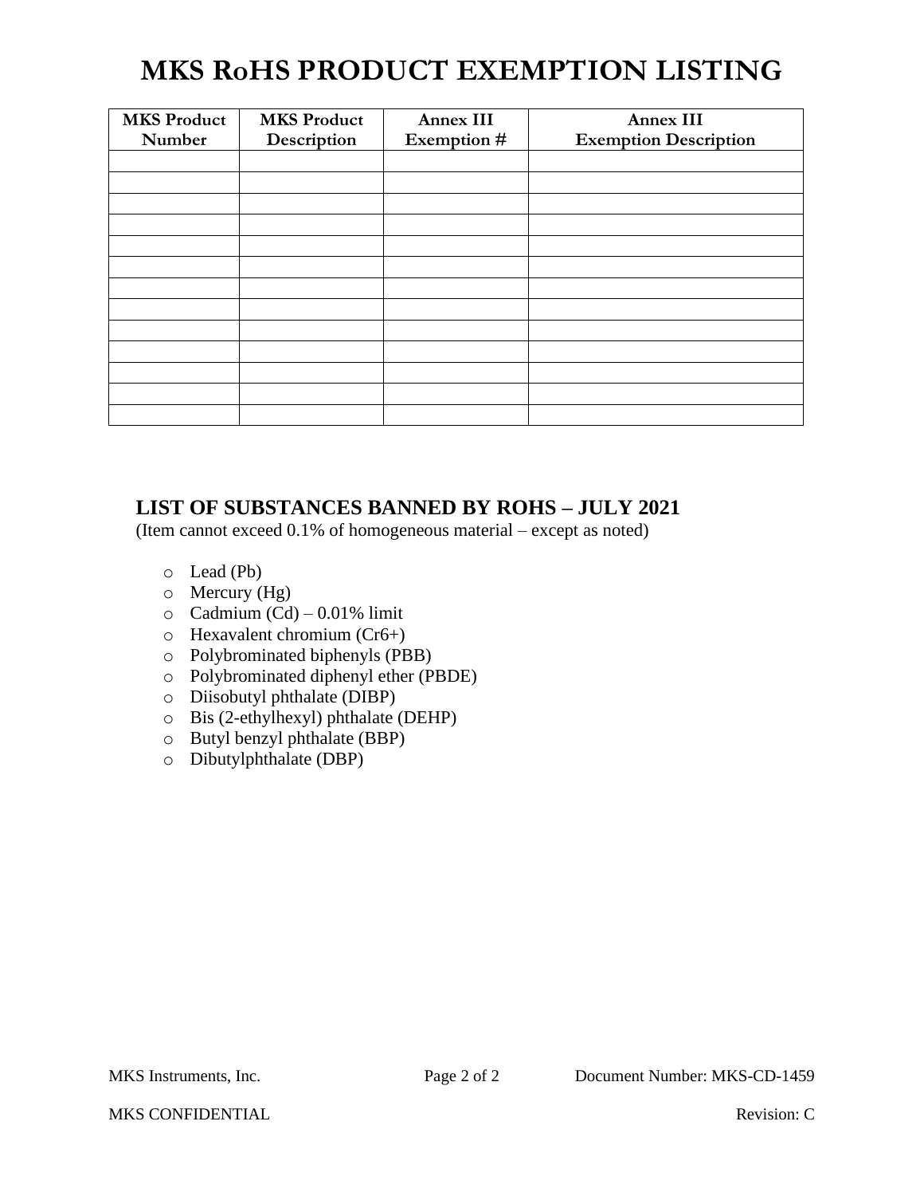# MKS RoHS PRODUCT EXEMPTION LISTING

| MKS Product Number | MKS Product Description | Annex III Exemption # | Annex III Exemption Description |
|---|---|---|---|
| | | | |
| | | | |
| | | | |
| | | | |
| | | | |
| | | | |
| | | | |
| | | | |
| | | | |
| | | | |
| | | | |
| | | | |
| | | | |

## LIST OF SUBSTANCES BANNED BY ROHS – JULY 2021

(Item cannot exceed 0.1% of homogeneous material – except as noted)

- Lead (Pb)
- Mercury (Hg)
- Cadmium (Cd) – 0.01% limit
- Hexavalent chromium (Cr6+)
- Polybrominated biphenyls (PBB)
- Polybrominated diphenyl ether (PBDE)
- Diisobutyl phthalate (DIBP)
- Bis (2-ethylhexyl) phthalate (DEHP)
- Butyl benzyl phthalate (BBP)
- Dibutylphthalate (DBP)